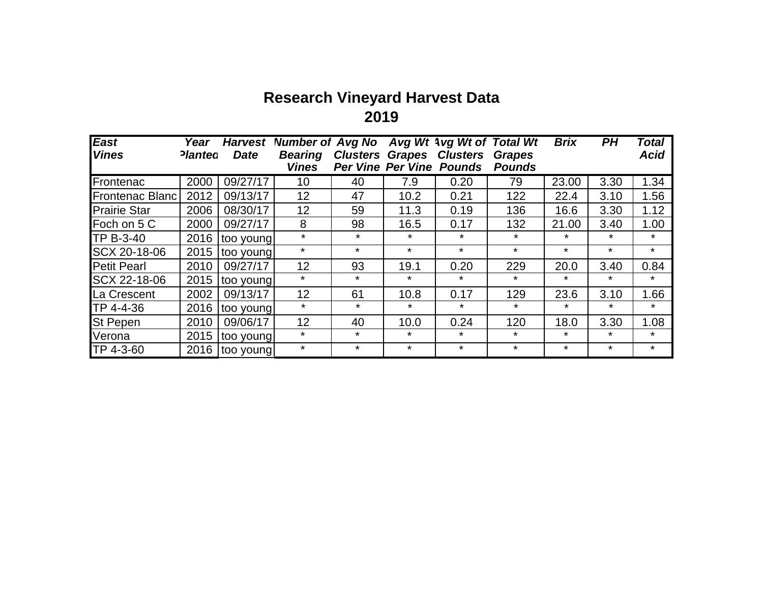# Research Vineyard Harvest Data
## 2019

| *East Vines* | *Year Planted* | *Harvest Date* | *Number of Bearing Vines* | *Avg No Clusters Per Vine* | *Avg Wt Grapes Per Vine* | *Avg Wt of Clusters Pounds* | *Total Wt Grapes Pounds* | *Brix* | *PH* | *Total Acid* |
|---|---|---|---|---|---|---|---|---|---|---|
| Frontenac | 2000 | 09/27/17 | 10 | 40 | 7.9 | 0.20 | 79 | 23.00 | 3.30 | 1.34 |
| Frontenac Blanc | 2012 | 09/13/17 | 12 | 47 | 10.2 | 0.21 | 122 | 22.4 | 3.10 | 1.56 |
| Prairie Star | 2006 | 08/30/17 | 12 | 59 | 11.3 | 0.19 | 136 | 16.6 | 3.30 | 1.12 |
| Foch on 5 C | 2000 | 09/27/17 | 8 | 98 | 16.5 | 0.17 | 132 | 21.00 | 3.40 | 1.00 |
| TP B-3-40 | 2016 | too young | * | * | * | * | * | * | * | * |
| SCX 20-18-06 | 2015 | too young | * | * | * | * | * | * | * | * |
| Petit Pearl | 2010 | 09/27/17 | 12 | 93 | 19.1 | 0.20 | 229 | 20.0 | 3.40 | 0.84 |
| SCX 22-18-06 | 2015 | too young | * | * | * | * | * | * | * | * |
| La Crescent | 2002 | 09/13/17 | 12 | 61 | 10.8 | 0.17 | 129 | 23.6 | 3.10 | 1.66 |
| TP 4-4-36 | 2016 | too young | * | * | * | * | * | * | * | * |
| St Pepen | 2010 | 09/06/17 | 12 | 40 | 10.0 | 0.24 | 120 | 18.0 | 3.30 | 1.08 |
| Verona | 2015 | too young | * | * | * | * | * | * | * | * |
| TP 4-3-60 | 2016 | too young | * | * | * | * | * | * | * | * |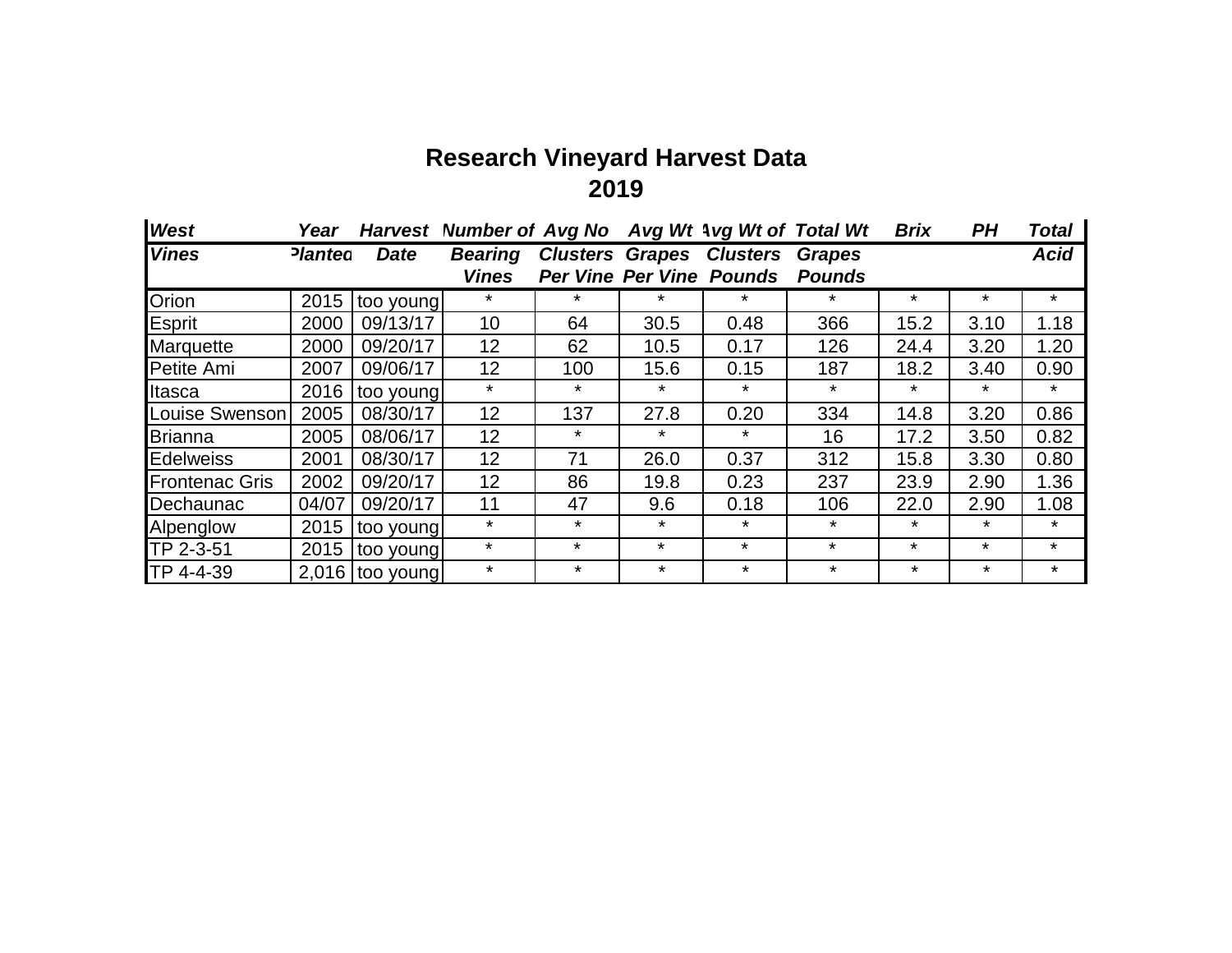# Research Vineyard Harvest Data
## 2019

| West Vines | Year Planted | Harvest Date | Number of Bearing Vines | Avg No Clusters Per Vine | Avg Wt Grapes Per Vine | Avg Wt of Clusters Pounds | Total Wt Grapes Pounds | Brix | PH | Total Acid |
|---|---|---|---|---|---|---|---|---|---|---|
| Orion | 2015 | too young | * | * | * | * | * | * | * | * |
| Esprit | 2000 | 09/13/17 | 10 | 64 | 30.5 | 0.48 | 366 | 15.2 | 3.10 | 1.18 |
| Marquette | 2000 | 09/20/17 | 12 | 62 | 10.5 | 0.17 | 126 | 24.4 | 3.20 | 1.20 |
| Petite Ami | 2007 | 09/06/17 | 12 | 100 | 15.6 | 0.15 | 187 | 18.2 | 3.40 | 0.90 |
| Itasca | 2016 | too young | * | * | * | * | * | * | * | * |
| Louise Swenson | 2005 | 08/30/17 | 12 | 137 | 27.8 | 0.20 | 334 | 14.8 | 3.20 | 0.86 |
| Brianna | 2005 | 08/06/17 | 12 | * | * | * | 16 | 17.2 | 3.50 | 0.82 |
| Edelweiss | 2001 | 08/30/17 | 12 | 71 | 26.0 | 0.37 | 312 | 15.8 | 3.30 | 0.80 |
| Frontenac Gris | 2002 | 09/20/17 | 12 | 86 | 19.8 | 0.23 | 237 | 23.9 | 2.90 | 1.36 |
| Dechaunac | 04/07 | 09/20/17 | 11 | 47 | 9.6 | 0.18 | 106 | 22.0 | 2.90 | 1.08 |
| Alpenglow | 2015 | too young | * | * | * | * | * | * | * | * |
| TP 2-3-51 | 2015 | too young | * | * | * | * | * | * | * | * |
| TP 4-4-39 | 2,016 | too young | * | * | * | * | * | * | * | * |